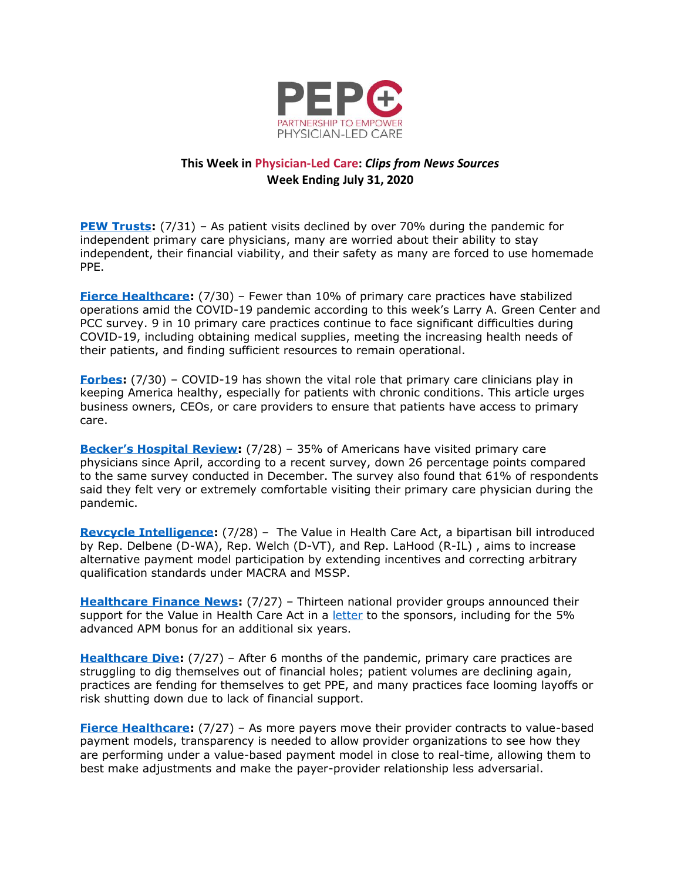PEP+ PARTNERSHIP TO EMPOWER PHYSICIAN-LED CARE

## This Week in Physician-Led Care: *Clips from News Sources*
## Week Ending July 31, 2020

**PEW Trusts:** (7/31) – As patient visits declined by over 70% during the pandemic for independent primary care physicians, many are worried about their ability to stay independent, their financial viability, and their safety as many are forced to use homemade PPE.

**Fierce Healthcare:** (7/30) – Fewer than 10% of primary care practices have stabilized operations amid the COVID-19 pandemic according to this week's Larry A. Green Center and PCC survey. 9 in 10 primary care practices continue to face significant difficulties during COVID-19, including obtaining medical supplies, meeting the increasing health needs of their patients, and finding sufficient resources to remain operational.

**Forbes:** (7/30) – COVID-19 has shown the vital role that primary care clinicians play in keeping America healthy, especially for patients with chronic conditions. This article urges business owners, CEOs, or care providers to ensure that patients have access to primary care.

**Becker's Hospital Review:** (7/28) – 35% of Americans have visited primary care physicians since April, according to a recent survey, down 26 percentage points compared to the same survey conducted in December. The survey also found that 61% of respondents said they felt very or extremely comfortable visiting their primary care physician during the pandemic.

**Revcycle Intelligence:** (7/28) – The Value in Health Care Act, a bipartisan bill introduced by Rep. Delbene (D-WA), Rep. Welch (D-VT), and Rep. LaHood (R-IL) , aims to increase alternative payment model participation by extending incentives and correcting arbitrary qualification standards under MACRA and MSSP.

**Healthcare Finance News:** (7/27) – Thirteen national provider groups announced their support for the Value in Health Care Act in a letter to the sponsors, including for the 5% advanced APM bonus for an additional six years.

**Healthcare Dive:** (7/27) – After 6 months of the pandemic, primary care practices are struggling to dig themselves out of financial holes; patient volumes are declining again, practices are fending for themselves to get PPE, and many practices face looming layoffs or risk shutting down due to lack of financial support.

**Fierce Healthcare:** (7/27) – As more payers move their provider contracts to value-based payment models, transparency is needed to allow provider organizations to see how they are performing under a value-based payment model in close to real-time, allowing them to best make adjustments and make the payer-provider relationship less adversarial.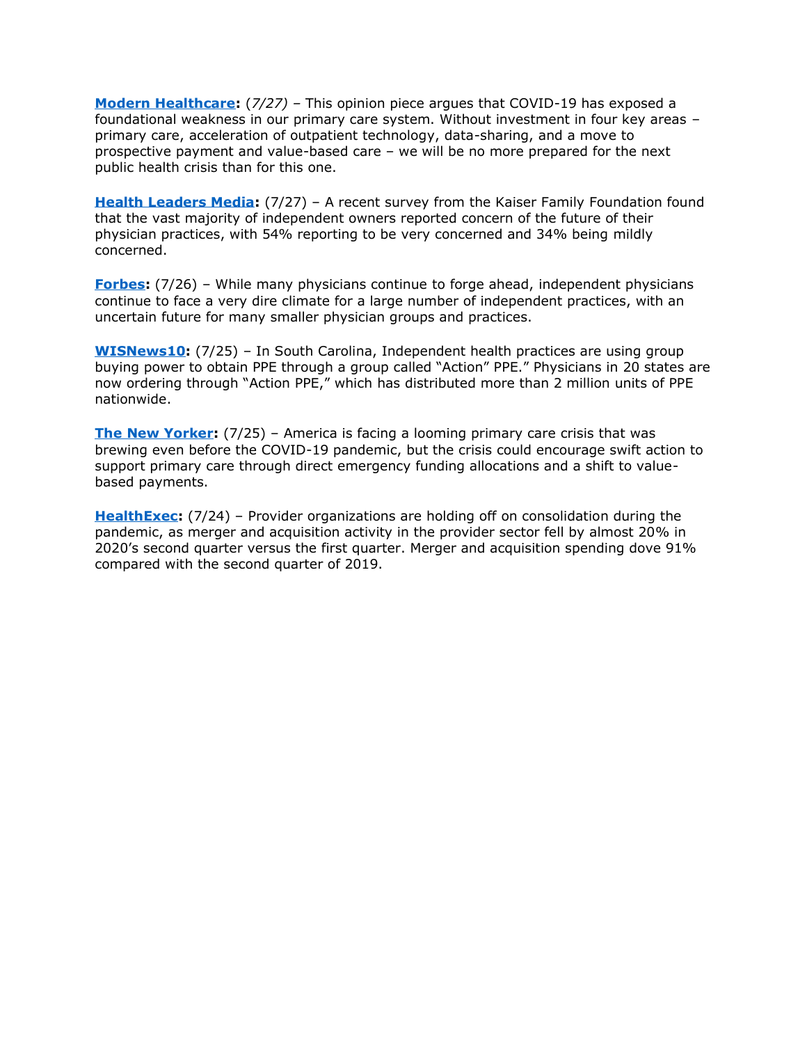**Modern Healthcare:** (*7/27)* – This opinion piece argues that COVID-19 has exposed a foundational weakness in our primary care system. Without investment in four key areas – primary care, acceleration of outpatient technology, data-sharing, and a move to prospective payment and value-based care – we will be no more prepared for the next public health crisis than for this one.

**Health Leaders Media:** (7/27) – A recent survey from the Kaiser Family Foundation found that the vast majority of independent owners reported concern of the future of their physician practices, with 54% reporting to be very concerned and 34% being mildly concerned.

**Forbes:** (7/26) – While many physicians continue to forge ahead, independent physicians continue to face a very dire climate for a large number of independent practices, with an uncertain future for many smaller physician groups and practices.

**WISNews10:** (7/25) – In South Carolina, Independent health practices are using group buying power to obtain PPE through a group called "Action" PPE." Physicians in 20 states are now ordering through "Action PPE," which has distributed more than 2 million units of PPE nationwide.

**The New Yorker:** (7/25) – America is facing a looming primary care crisis that was brewing even before the COVID-19 pandemic, but the crisis could encourage swift action to support primary care through direct emergency funding allocations and a shift to value-based payments.

**HealthExec:** (7/24) – Provider organizations are holding off on consolidation during the pandemic, as merger and acquisition activity in the provider sector fell by almost 20% in 2020's second quarter versus the first quarter. Merger and acquisition spending dove 91% compared with the second quarter of 2019.